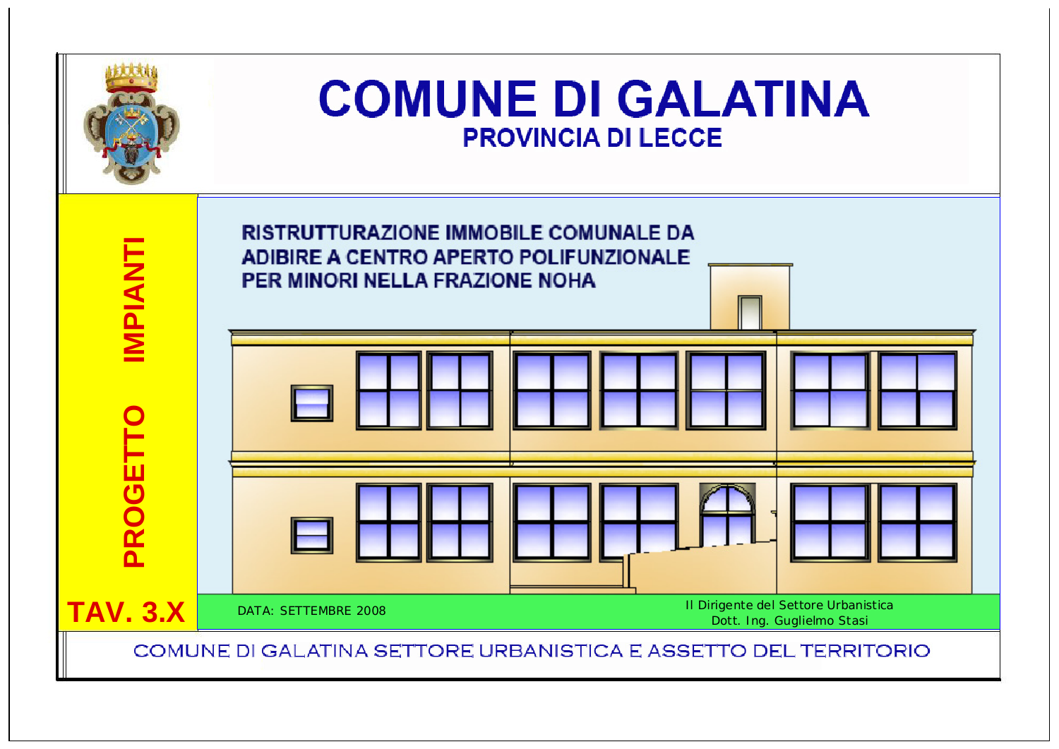# COMUNE DI GALATINA

## PROVINCIA DI LECCE

**PROGETTO IMPIANTI**

**RISTRUTTURAZIONE IMMOBILE COMUNALE DA ADIBIRE A CENTRO APERTO POLIFUNZIONALE PER MINORI NELLA FRAZIONE NOHA**

**TAV. 3.X**

DATA: SETTEMBRE 2008

Il Dirigente del Settore Urbanistica
Dott. Ing. Guglielmo Stasi

COMUNE DI GALATINA SETTORE URBANISTICA E ASSETTO DEL TERRITORIO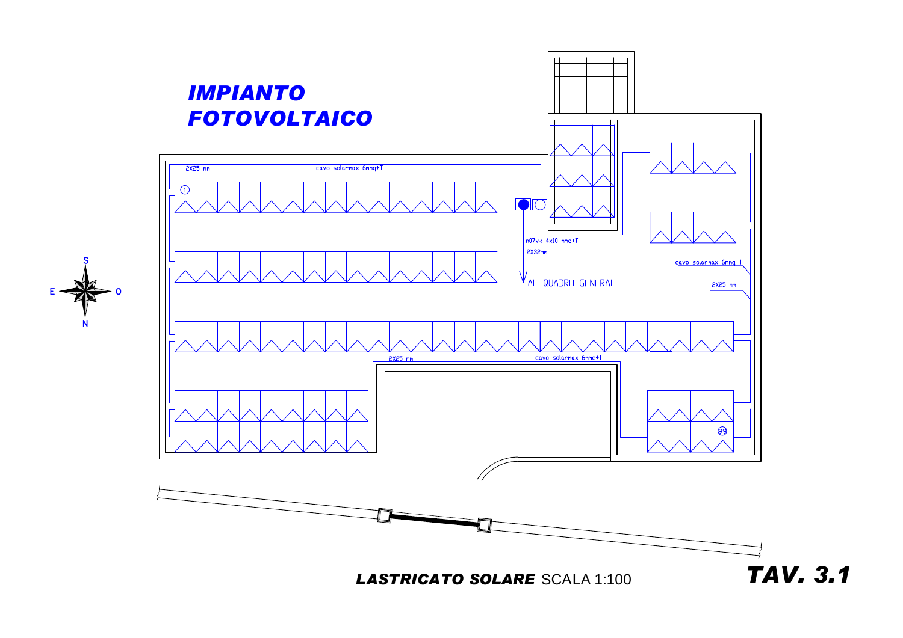# IMPIANTO FOTOVOLTAICO

2X25 mm

cavo solarmax 6mmq+T

①

n07vk 4x10 mmq+T

2X32mm

AL QUADRO GENERALE

cavo solarmax 6mmq+T

2X25 mm

2X25 mm

cavo solarmax 6mmq+T

99

S

E

O

N

***LASTRICATO SOLARE*** SCALA 1:100

***TAV. 3.1***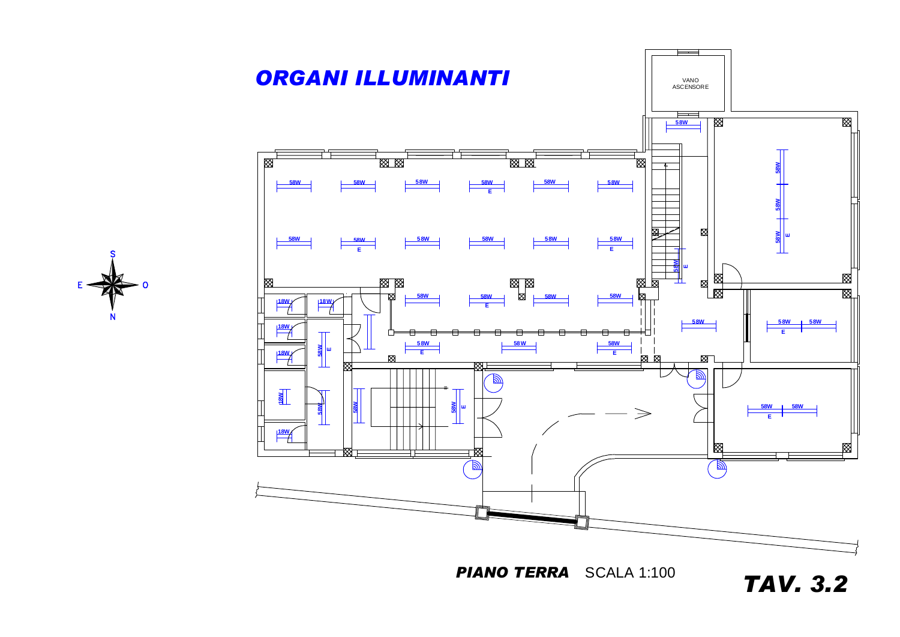# ORGANI ILLUMINANTI

VANO ASCENSORE

**PIANO TERRA** SCALA 1:100

**TAV. 3.2**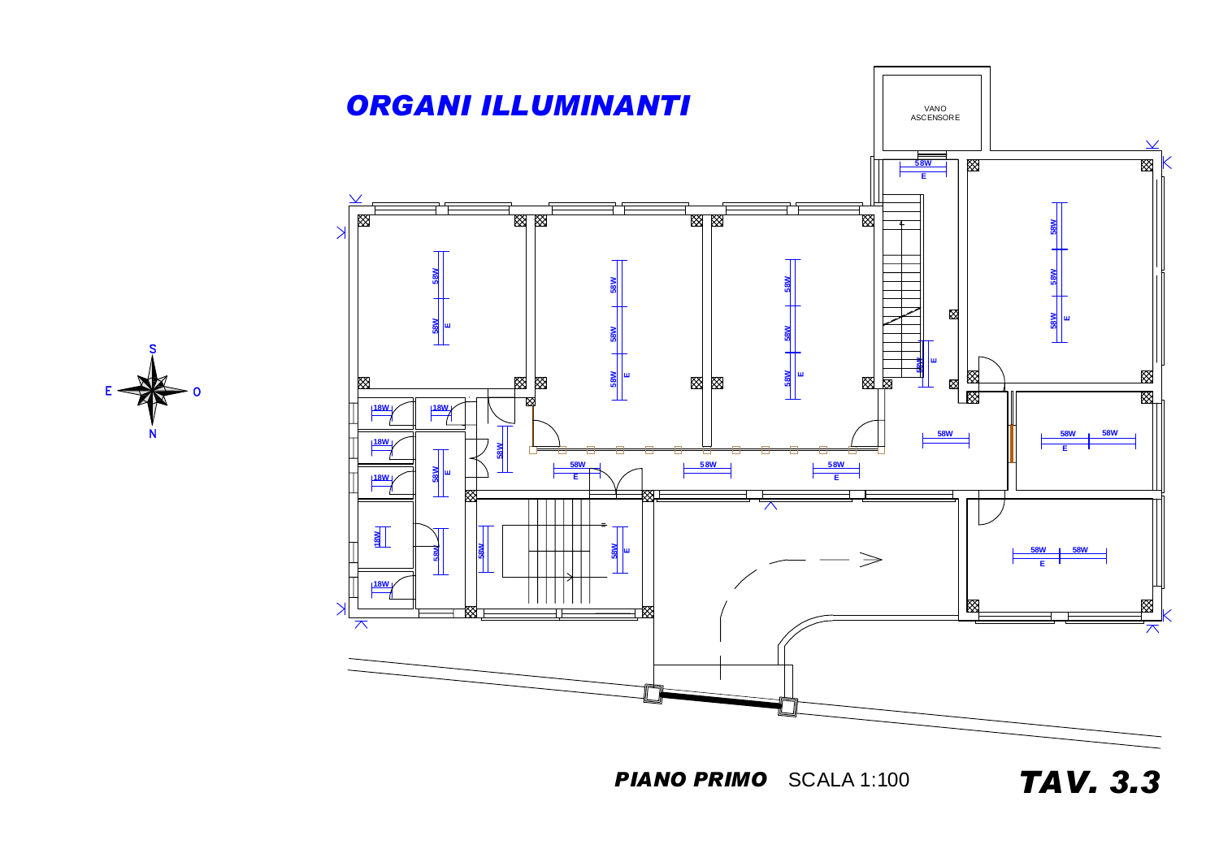# ORGANI ILLUMINANTI

VANO ASCENSORE

S

E O

N

58W E

58W

58W

58W E

58W

58W

58W E

58W

58W

58W E

58W

58W E

58W E

18W

18W

18W

18W

18W

18W

58W E

58W

58W E

58W

58W E

58W

58W E

58W

58W E

58W

58W E

58W

58W

58W E

**PIANO PRIMO** SCALA 1:100

**TAV. 3.3**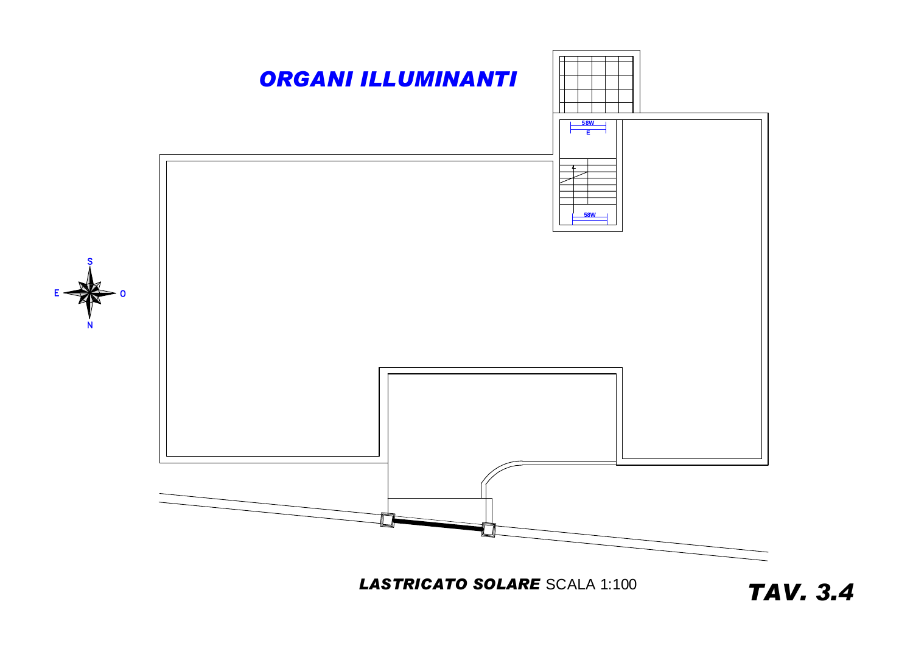# *ORGANI ILLUMINANTI*

58W

E

58W

S

E

O

N

***LASTRICATO SOLARE*** SCALA 1:100

***TAV. 3.4***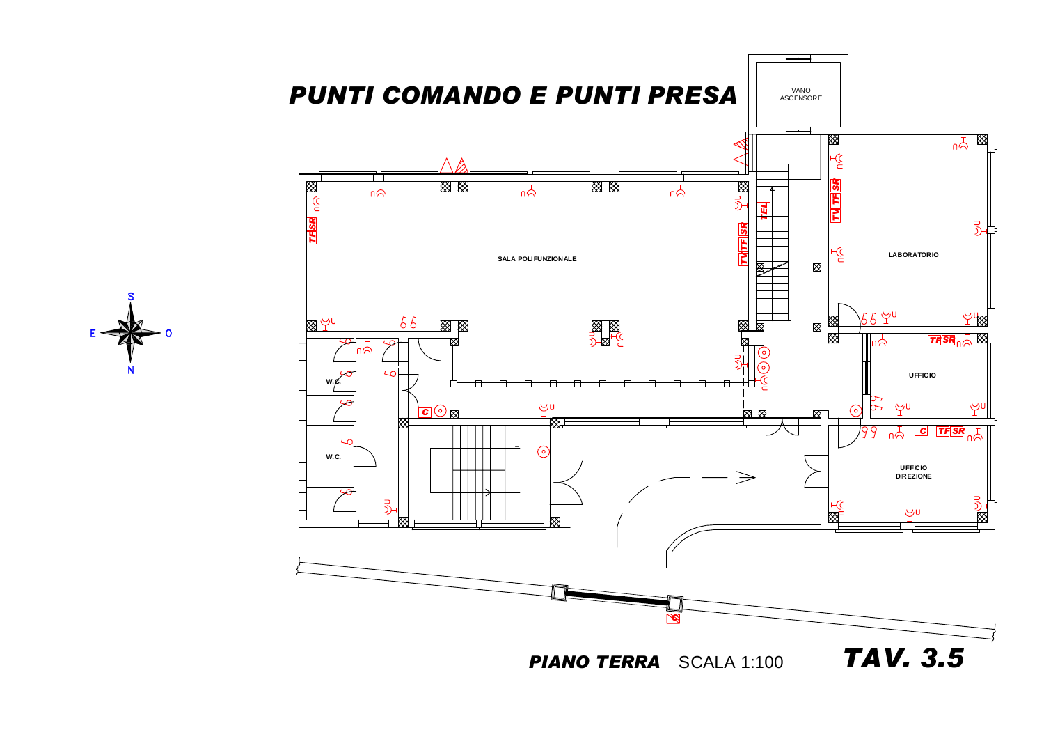# PUNTI COMANDO E PUNTI PRESA

VANO ASCENSORE

SALA POLIFUNZIONALE

LABORATORIO

UFFICIO

UFFICIO DIREZIONE

W.C.

W.C.

S

E

O

N

TF SR

TV TF SR

TEL

TV TF SR

TF SR

C

C

TF SR

**PIANO TERRA** SCALA 1:100

**TAV. 3.5**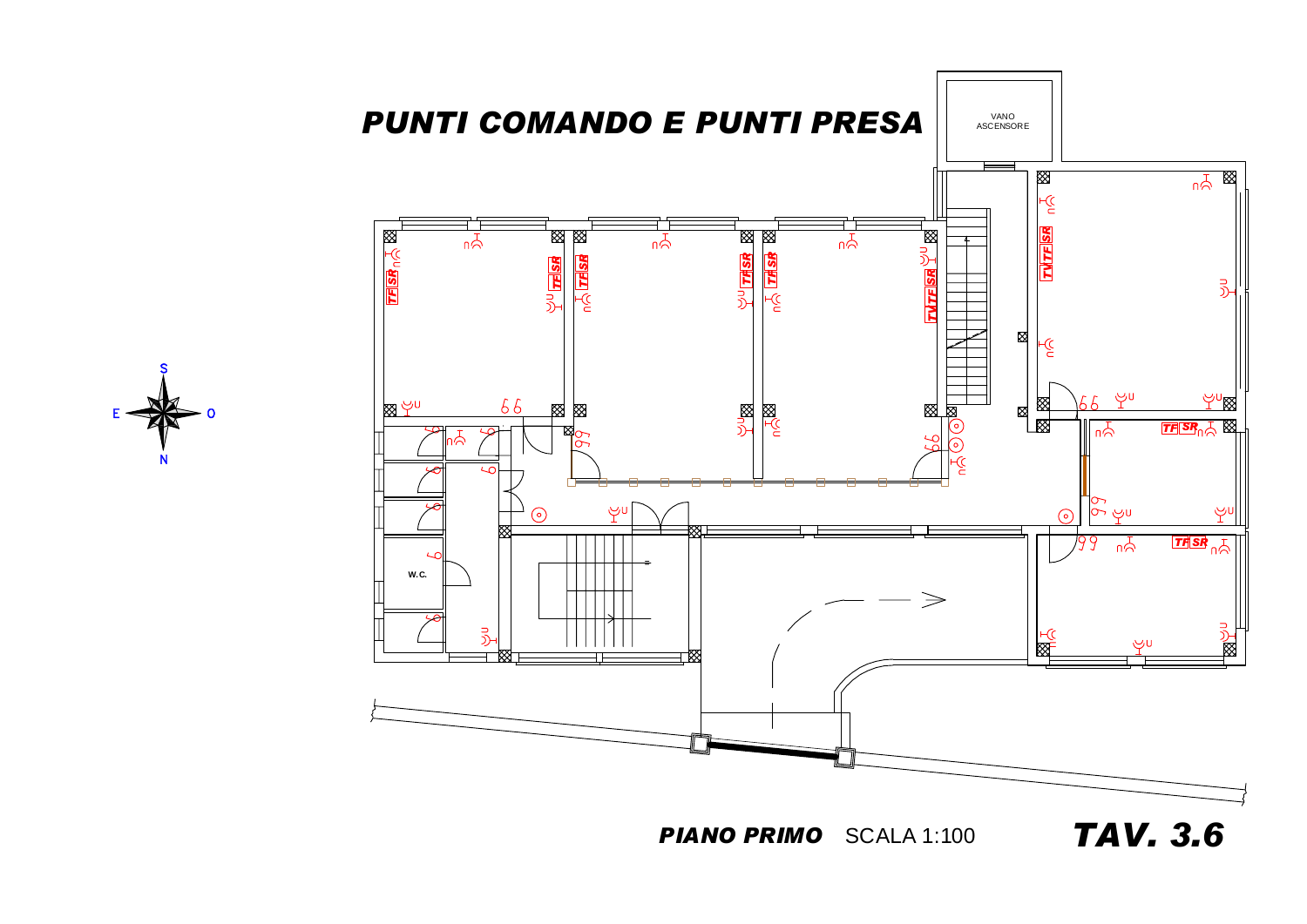# PUNTI COMANDO E PUNTI PRESA

VANO ASCENSORE

W.C.

S

E

O

N

TF SR

TV TF SR

**PIANO PRIMO** SCALA 1:100

# TAV. 3.6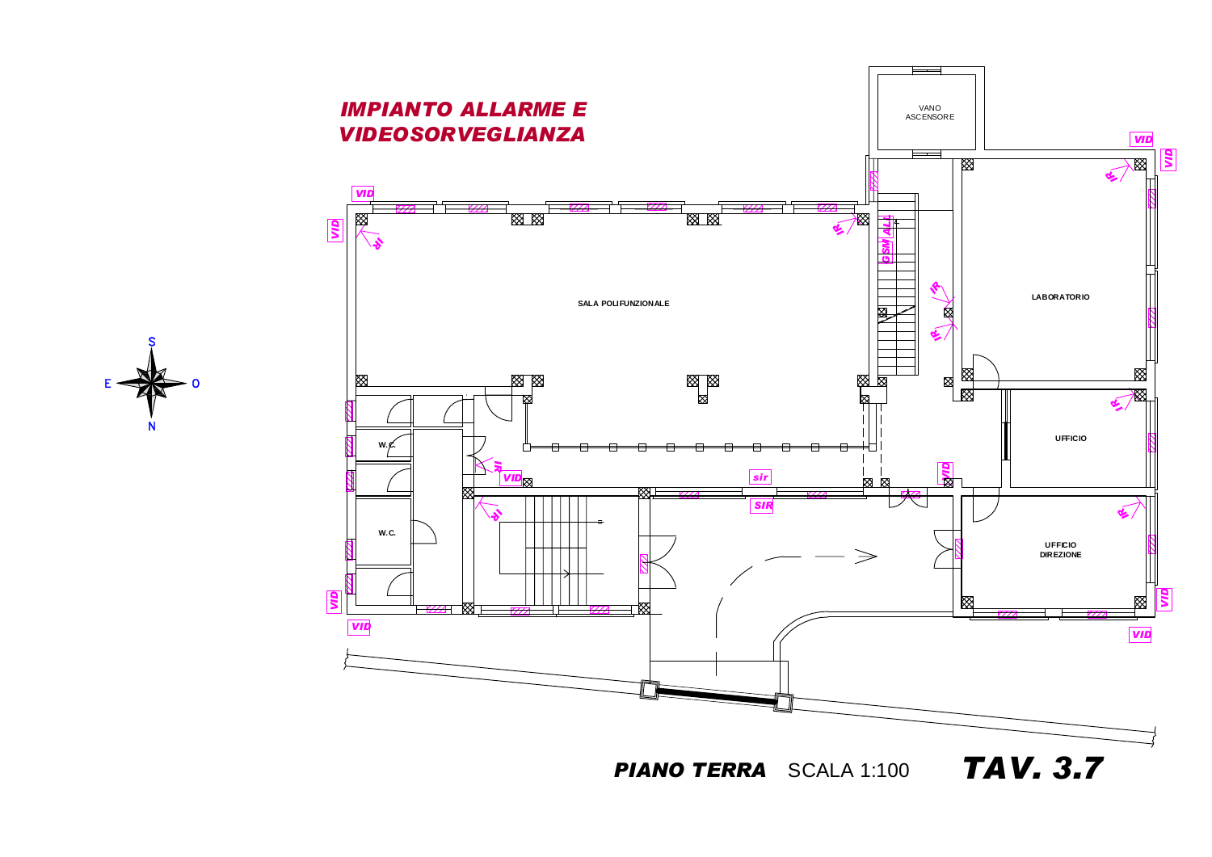# IMPIANTO ALLARME E VIDEOSORVEGLIANZA

VANO ASCENSORE

SALA POLIFUNZIONALE

LABORATORIO

UFFICIO

UFFICIO DIREZIONE

W.C.

W.C.

GSM ALL

sir

SIR

VID

IR

S

E

O

N

**PIANO TERRA** SCALA 1:100

**TAV. 3.7**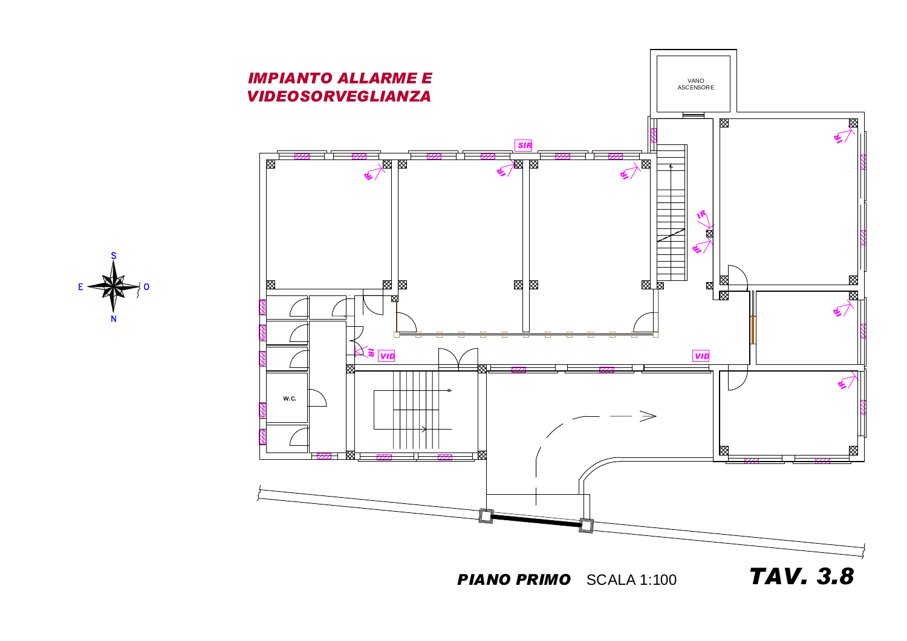# *IMPIANTO ALLARME E VIDEOSORVEGLIANZA*

VANO ASCENSORE

SIR

IR

VID

W.C.

S

E

O

N

***PIANO PRIMO*** SCALA 1:100

***TAV. 3.8***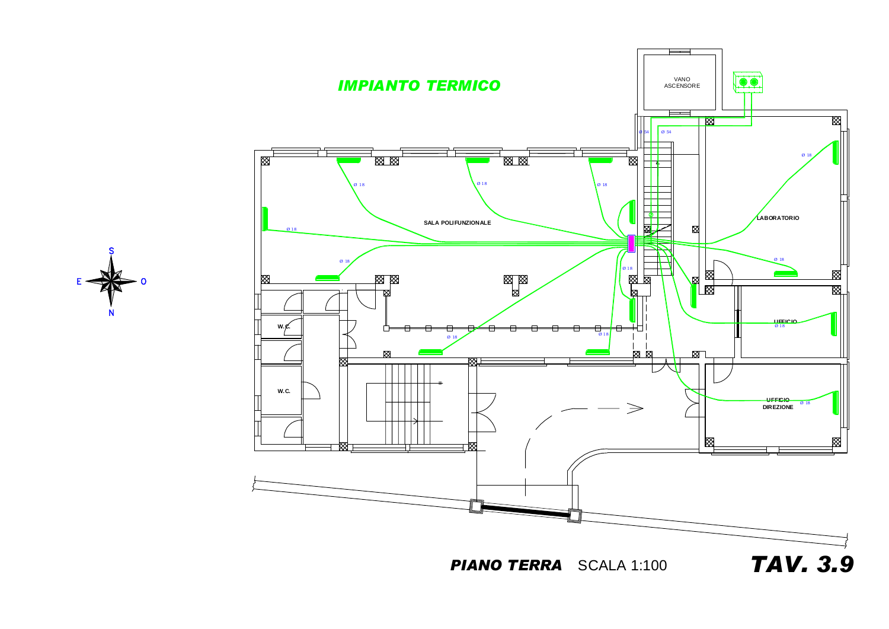# IMPIANTO TERMICO

VANO ASCENSORE

SALA POLIFUNZIONALE

LABORATORIO

UFFICIO

UFFICIO DIREZIONE

W.C.

W.C.

Ø 18

Ø 54

S
E
O
N

**PIANO TERRA** SCALA 1:100

**TAV. 3.9**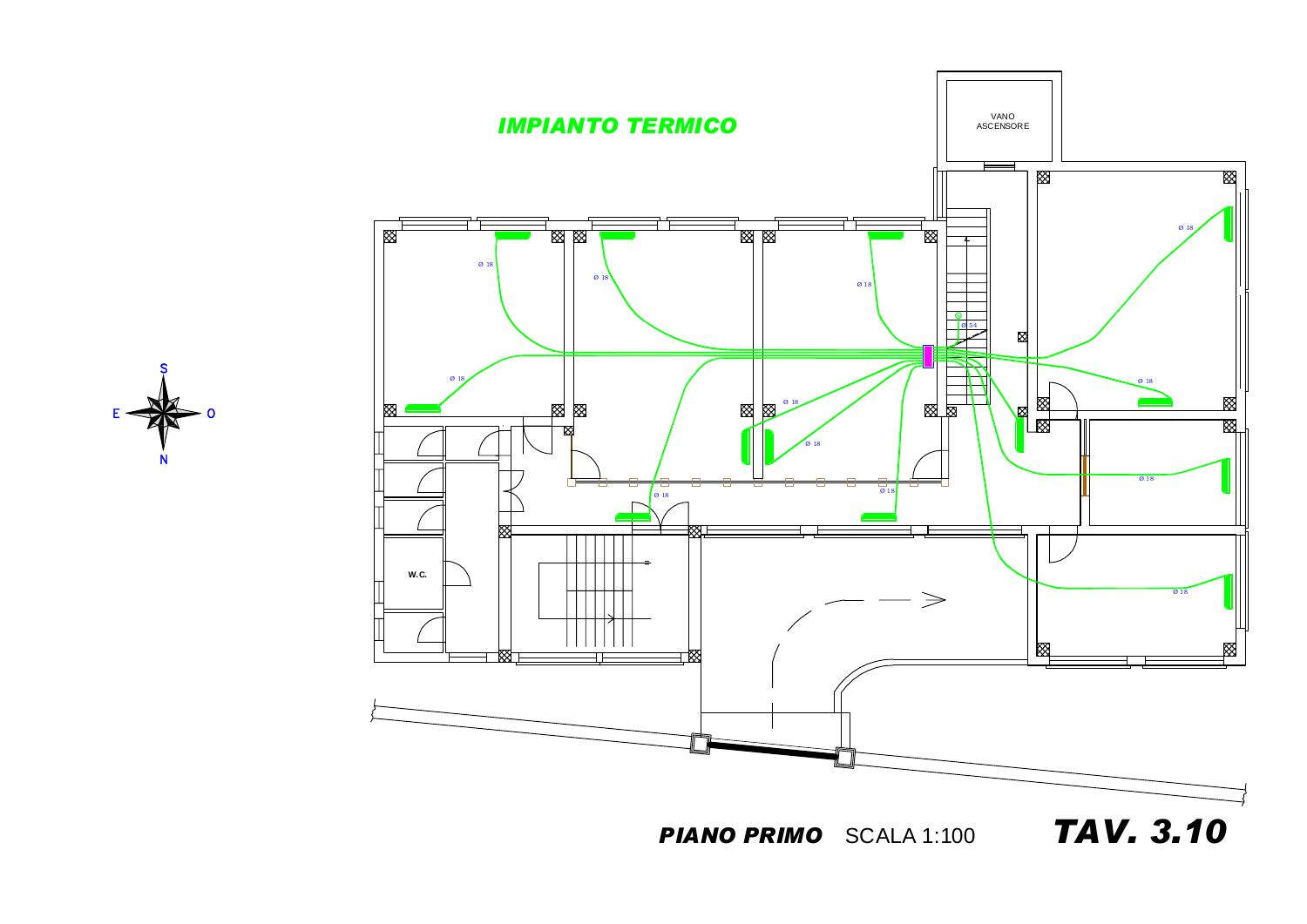# *IMPIANTO TERMICO*

VANO ASCENSORE

Ø 18

Ø 18

Ø 18

Ø 18

Ø 54

Ø 18

Ø 18

Ø 18

Ø 18

Ø 18

Ø 18

Ø 18

Ø 18

W.C.

S

E

O

N

***PIANO PRIMO*** SCALA 1:100

***TAV. 3.10***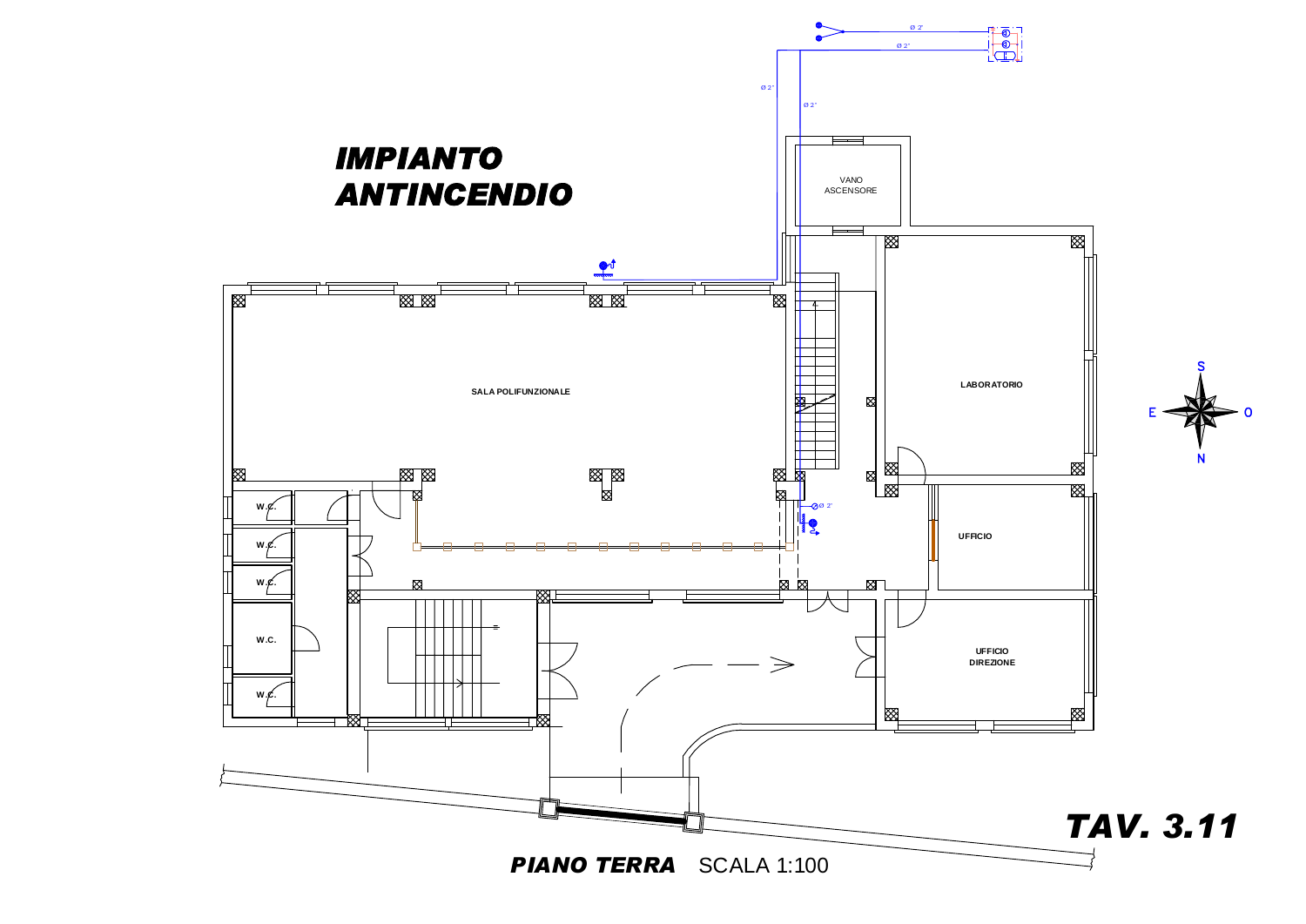# IMPIANTO ANTINCENDIO

Ø 2"

Ø 2"

Ø 2"

Ø 2"

VANO ASCENSORE

LABORATORIO

SALA POLIFUNZIONALE

Ø 2"

UFFICIO

W.C.

W.C.

W.C.

W.C.

W.C.

UFFICIO DIREZIONE

S

E

O

N

**TAV. 3.11**

***PIANO TERRA*** SCALA 1:100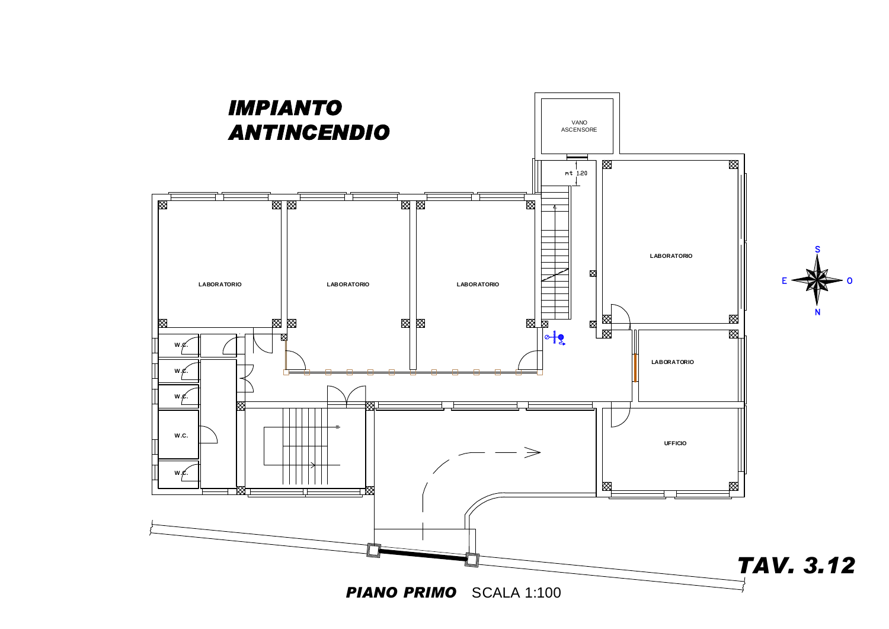# IMPIANTO ANTINCENDIO

VANO ASCENSORE

mt 1.20

LABORATORIO

LABORATORIO

LABORATORIO

LABORATORIO

LABORATORIO

UFFICIO

W.C.

W.C.

W.C.

W.C.

W.C.

S

E

O

N

**TAV. 3.12**

***PIANO PRIMO*** SCALA 1:100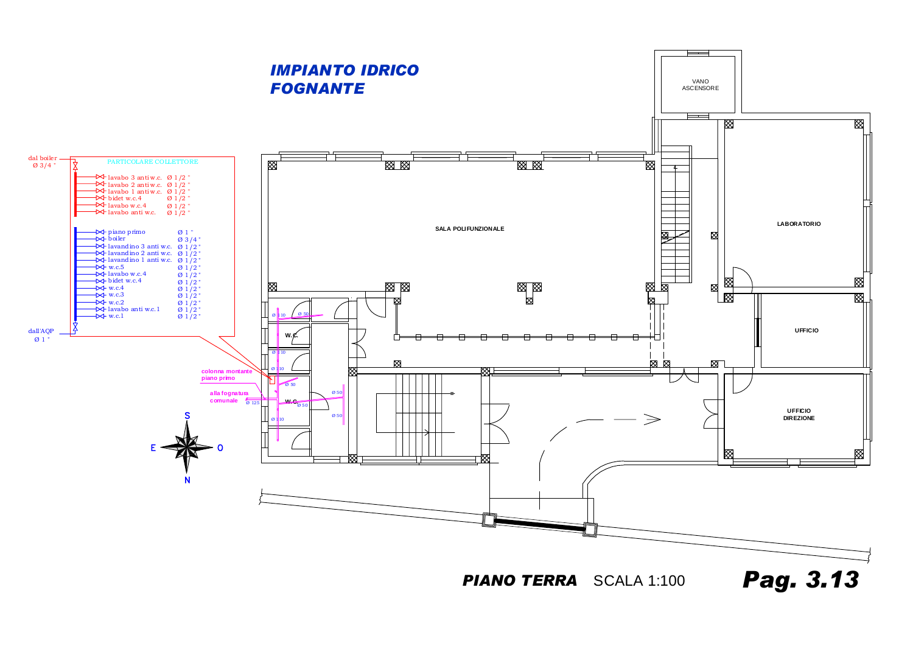# IMPIANTO IDRICO FOGNANTE

**PARTICOLARE COLLETTORE**

dal boiler Ø 3/4 "

| Utenza | Diametro |
|---|---|
| lavabo 3 anti w.c. | Ø 1/2 " |
| lavabo 2 anti w.c. | Ø 1/2 " |
| lavabo 1 anti w.c. | Ø 1/2 " |
| bidet w.c.4 | Ø 1/2 " |
| lavabo w.c.4 | Ø 1/2 " |
| lavabo anti w.c. | Ø 1/2 " |

| Utenza | Diametro |
|---|---|
| piano primo | Ø 1 " |
| boiler | Ø 3/4 " |
| lavandino 3 anti w.c. | Ø 1/2 " |
| lavandino 2 anti w.c. | Ø 1/2 " |
| lavandino 1 anti w.c. | Ø 1/2 " |
| w.c.5 | Ø 1/2 " |
| lavabo w.c.4 | Ø 1/2 " |
| bidet w.c.4 | Ø 1/2 " |
| w.c.4 | Ø 1/2 " |
| w.c.3 | Ø 1/2 " |
| w.c.2 | Ø 1/2 " |
| lavabo anti w.c.1 | Ø 1/2 " |
| w.c.1 | Ø 1/2 " |

dall'AQP Ø 1 "

VANO ASCENSORE

SALA POLIFUNZIONALE

LABORATORIO

UFFICIO

UFFICIO DIREZIONE

W.C.

W.C.

colonna montante piano primo

alla fognatura comunale Ø 125

Ø 110 Ø 50 Ø 110 Ø 110 Ø 50 Ø 50 Ø 50 Ø 50 Ø 110

S E O N

**PIANO TERRA** SCALA 1:100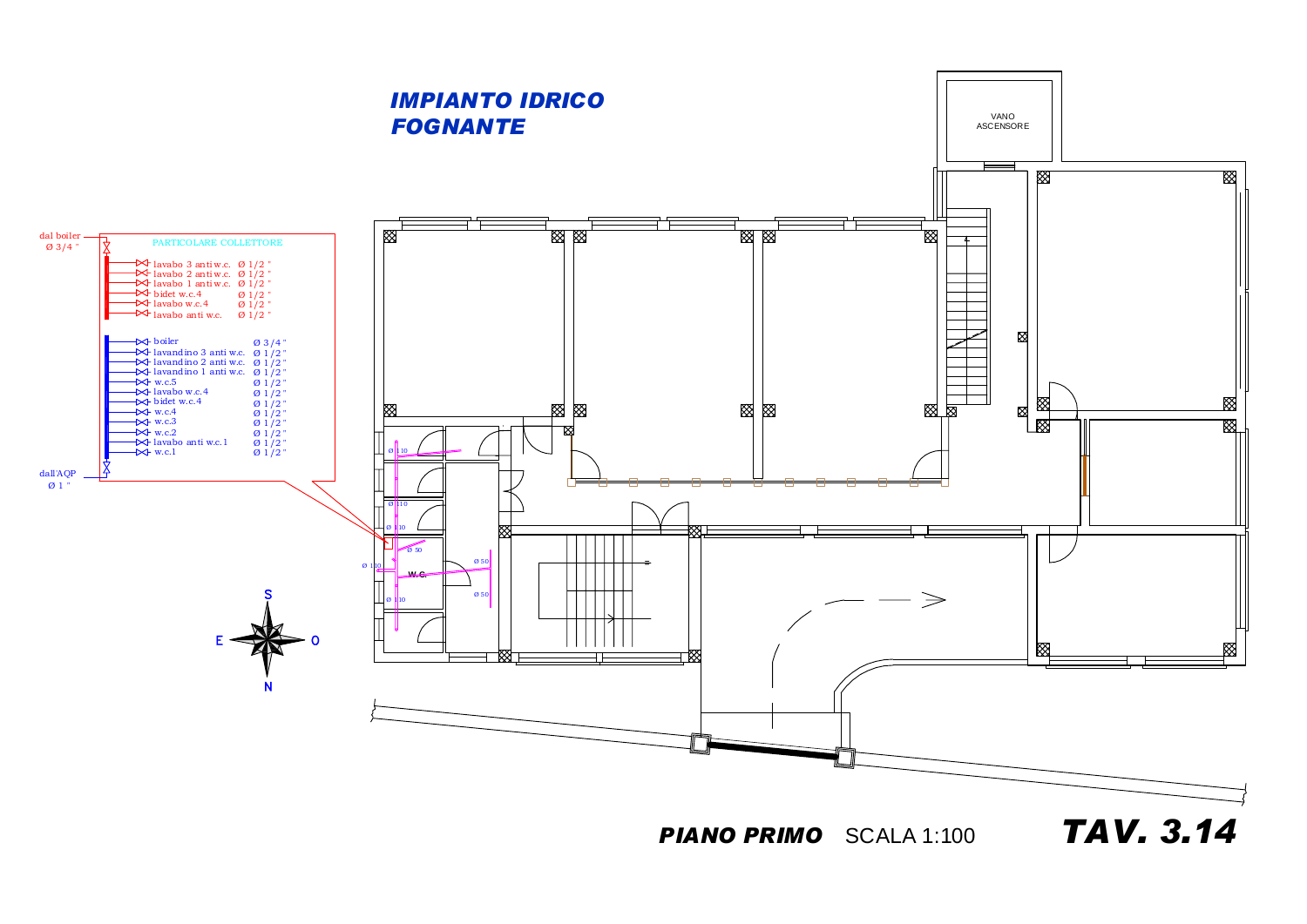# IMPIANTO IDRICO FOGNANTE

**PARTICOLARE COLLETTORE**

dal boiler
Ø 3/4 "

- lavabo 3 anti w.c. Ø 1/2 "
- lavabo 2 anti w.c. Ø 1/2 "
- lavabo 1 anti w.c. Ø 1/2 "
- bidet w.c.4 Ø 1/2 "
- lavabo w.c.4 Ø 1/2 "
- lavabo anti w.c. Ø 1/2 "

- boiler Ø 3/4 "
- lavandino 3 anti w.c. Ø 1/2 "
- lavandino 2 anti w.c. Ø 1/2 "
- lavandino 1 anti w.c. Ø 1/2 "
- w.c.5 Ø 1/2 "
- lavabo w.c.4 Ø 1/2 "
- bidet w.c.4 Ø 1/2 "
- w.c.4 Ø 1/2 "
- w.c.3 Ø 1/2 "
- w.c.2 Ø 1/2 "
- lavabo anti w.c.1 Ø 1/2 "
- w.c.1 Ø 1/2 "

dall'AQP
Ø 1 "

VANO ASCENSORE

Ø 110
Ø 110
Ø 110
Ø 50
Ø 110
W.C.
Ø 50
Ø 50
Ø 110

S
E O
N

**PIANO PRIMO** SCALA 1:100

**TAV. 3.14**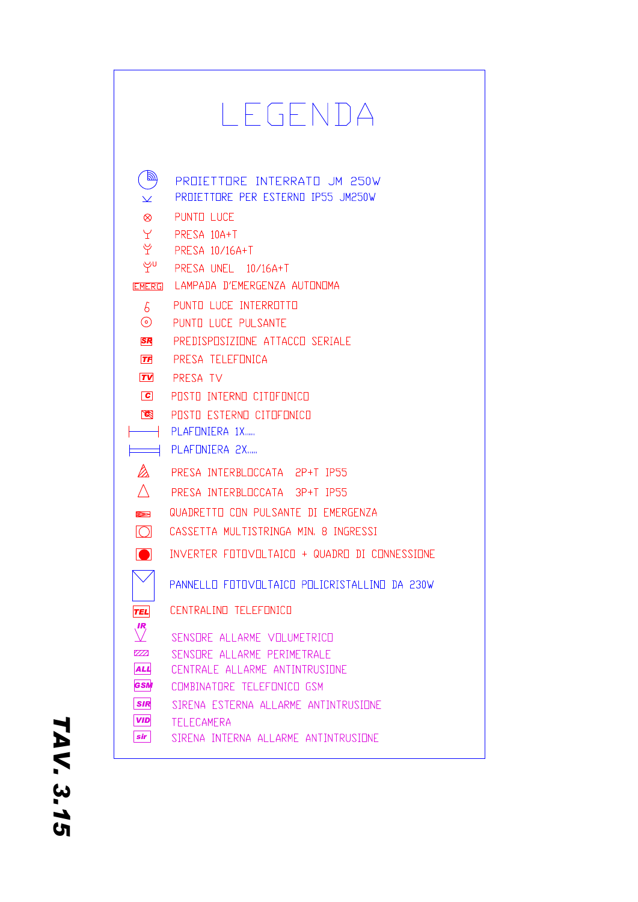# LEGENDA

| | |
|---|---|
| | PROIETTORE INTERRATO JM 250W |
| | PROIETTORE PER ESTERNO IP55 JM250W |
| | PUNTO LUCE |
| | PRESA 10A+T |
| | PRESA 10/16A+T |
| U | PRESA UNEL 10/16A+T |
| EMERG | LAMPADA D'EMERGENZA AUTONOMA |
| | PUNTO LUCE INTERROTTO |
| | PUNTO LUCE PULSANTE |
| SR | PREDISPOSIZIONE ATTACCO SERIALE |
| TF | PRESA TELEFONICA |
| TV | PRESA TV |
| C | POSTO INTERNO CITOFONICO |
| | POSTO ESTERNO CITOFONICO |
| | PLAFONIERA 1X..... |
| | PLAFONIERA 2X..... |
| | PRESA INTERBLOCCATA 2P+T IP55 |
| | PRESA INTERBLOCCATA 3P+T IP55 |
| | QUADRETTO CON PULSANTE DI EMERGENZA |
| | CASSETTA MULTISTRINGA MIN. 8 INGRESSI |
| | INVERTER FOTOVOLTAICO + QUADRO DI CONNESSIONE |
| | PANNELLO FOTOVOLTAICO POLICRISTALLINO DA 230W |
| TEL | CENTRALINO TELEFONICO |
| IR | SENSORE ALLARME VOLUMETRICO |
| | SENSORE ALLARME PERIMETRALE |
| ALL | CENTRALE ALLARME ANTINTRUSIONE |
| GSM | COMBINATORE TELEFONICO GSM |
| SIR | SIRENA ESTERNA ALLARME ANTINTRUSIONE |
| VID | TELECAMERA |
| sir | SIRENA INTERNA ALLARME ANTINTRUSIONE |

TAV. 3.15